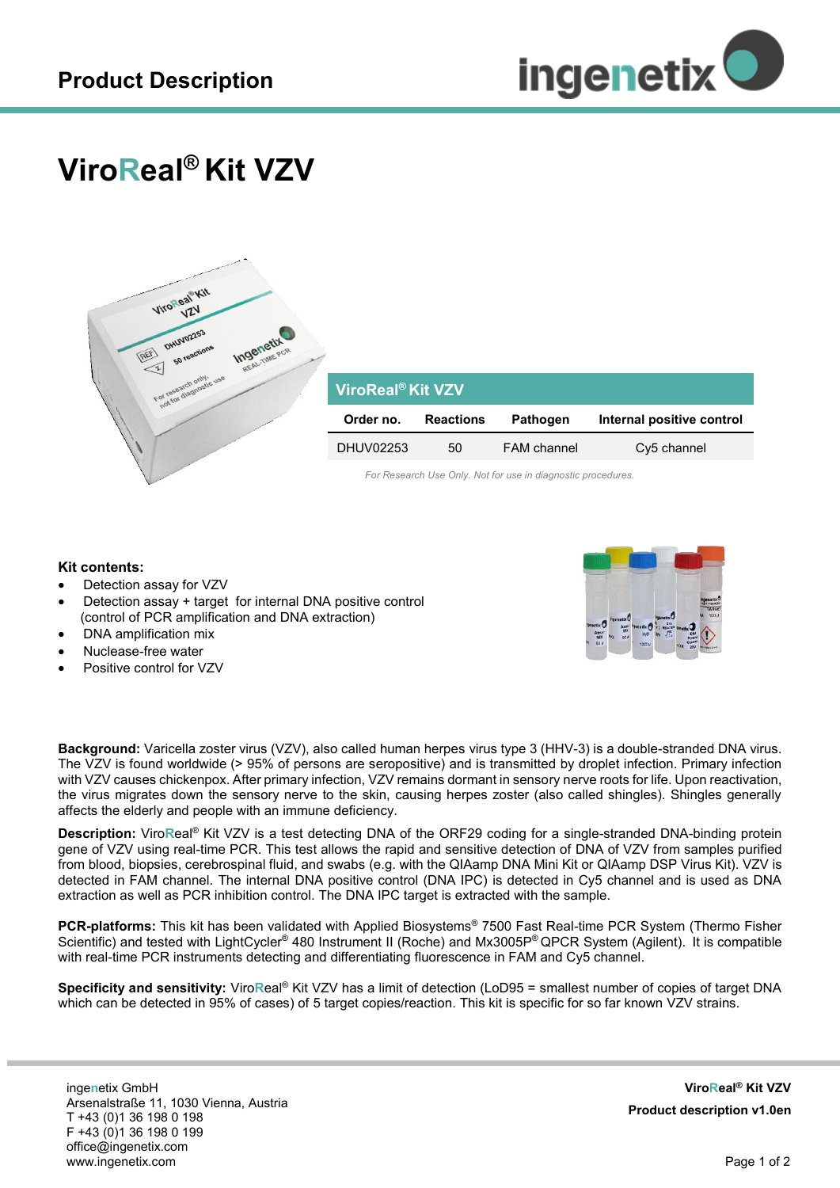# Product Description

# ViroReal® Kit VZV

| ViroReal® Kit VZV | | | |
|---|---|---|---|
| **Order no.** | **Reactions** | **Pathogen** | **Internal positive control** |
| DHUV02253 | 50 | FAM channel | Cy5 channel |

*For Research Use Only. Not for use in diagnostic procedures.*

**Kit contents:**

- Detection assay for VZV
- Detection assay + target for internal DNA positive control (control of PCR amplification and DNA extraction)
- DNA amplification mix
- Nuclease-free water
- Positive control for VZV

**Background:** Varicella zoster virus (VZV), also called human herpes virus type 3 (HHV-3) is a double-stranded DNA virus. The VZV is found worldwide (> 95% of persons are seropositive) and is transmitted by droplet infection. Primary infection with VZV causes chickenpox. After primary infection, VZV remains dormant in sensory nerve roots for life. Upon reactivation, the virus migrates down the sensory nerve to the skin, causing herpes zoster (also called shingles). Shingles generally affects the elderly and people with an immune deficiency.

**Description:** ViroReal® Kit VZV is a test detecting DNA of the ORF29 coding for a single-stranded DNA-binding protein gene of VZV using real-time PCR. This test allows the rapid and sensitive detection of DNA of VZV from samples purified from blood, biopsies, cerebrospinal fluid, and swabs (e.g. with the QIAamp DNA Mini Kit or QIAamp DSP Virus Kit). VZV is detected in FAM channel. The internal DNA positive control (DNA IPC) is detected in Cy5 channel and is used as DNA extraction as well as PCR inhibition control. The DNA IPC target is extracted with the sample.

**PCR-platforms:** This kit has been validated with Applied Biosystems® 7500 Fast Real-time PCR System (Thermo Fisher Scientific) and tested with LightCycler® 480 Instrument II (Roche) and Mx3005P® QPCR System (Agilent). It is compatible with real-time PCR instruments detecting and differentiating fluorescence in FAM and Cy5 channel.

**Specificity and sensitivity:** ViroReal® Kit VZV has a limit of detection (LoD95 = smallest number of copies of target DNA which can be detected in 95% of cases) of 5 target copies/reaction. This kit is specific for so far known VZV strains.

ingenetix GmbH
Arsenalstraße 11, 1030 Vienna, Austria
T +43 (0)1 36 198 0 198
F +43 (0)1 36 198 0 199
office@ingenetix.com
www.ingenetix.com

**ViroReal® Kit VZV**
**Product description v1.0en**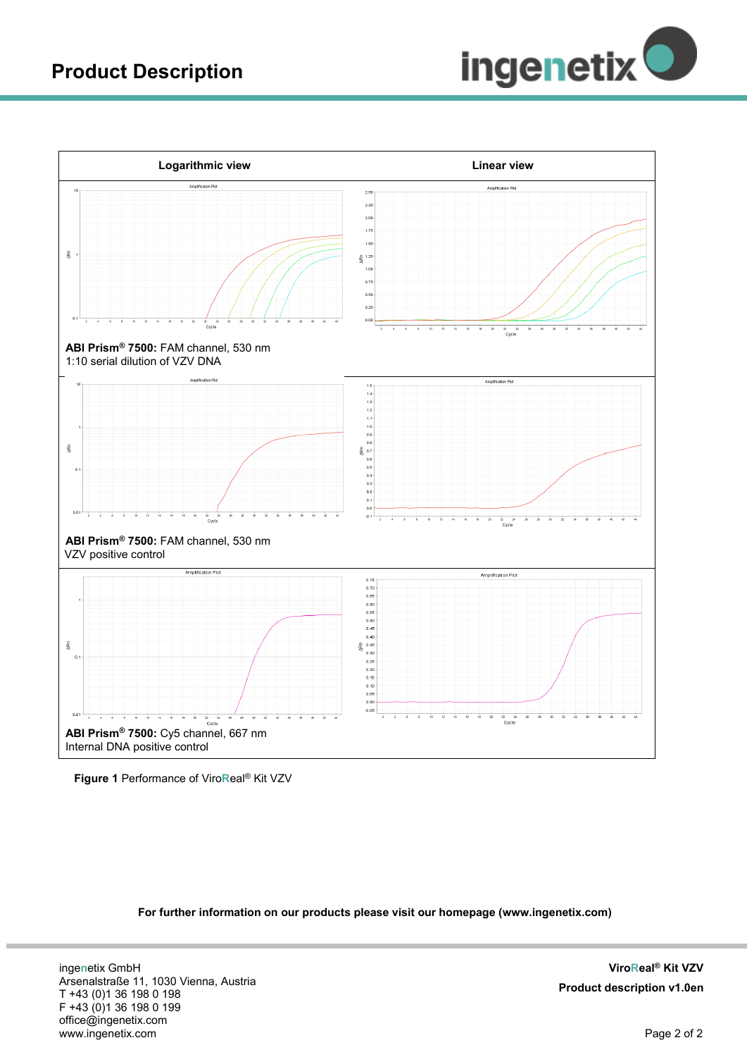## Product Description

| Logarithmic view | Linear view |
| --- | --- |
| **ABI Prism® 7500:** FAM channel, 530 nm<br>1:10 serial dilution of VZV DNA | |
| **ABI Prism® 7500:** FAM channel, 530 nm<br>VZV positive control | |
| **ABI Prism® 7500:** Cy5 channel, 667 nm<br>Internal DNA positive control | |

**Figure 1** Performance of ViroReal® Kit VZV

**For further information on our products please visit our homepage (www.ingenetix.com)**

ingenetix GmbH
Arsenalstraße 11, 1030 Vienna, Austria
T +43 (0)1 36 198 0 198
F +43 (0)1 36 198 0 199
office@ingenetix.com
www.ingenetix.com

**ViroReal® Kit VZV**
**Product description v1.0en**